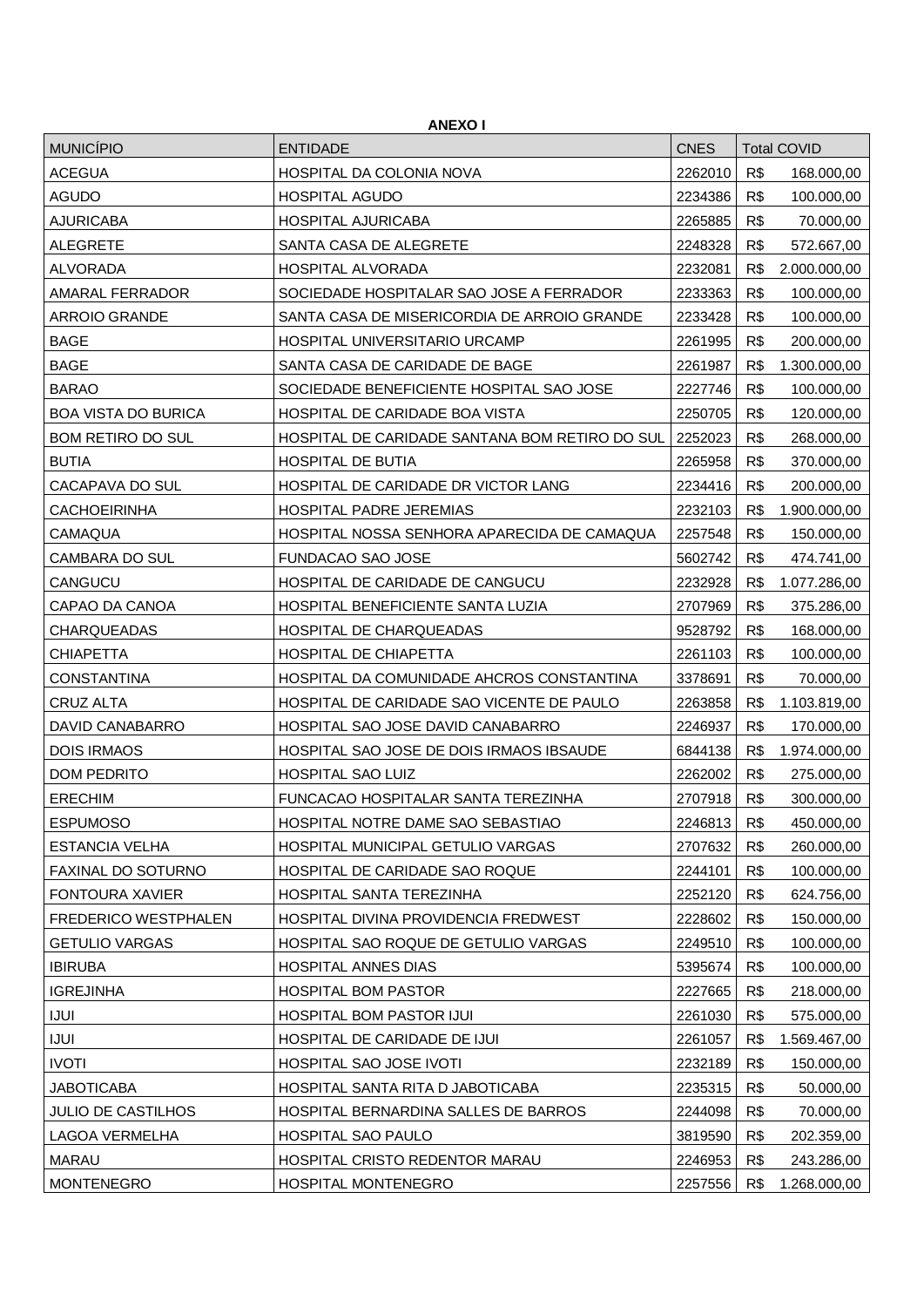**ANEXO I**

| MUNICÍPIO | ENTIDADE | CNES | Total COVID |
|---|---|---|---|
| ACEGUA | HOSPITAL DA COLONIA NOVA | 2262010 | R$ 168.000,00 |
| AGUDO | HOSPITAL AGUDO | 2234386 | R$ 100.000,00 |
| AJURICABA | HOSPITAL AJURICABA | 2265885 | R$ 70.000,00 |
| ALEGRETE | SANTA CASA DE ALEGRETE | 2248328 | R$ 572.667,00 |
| ALVORADA | HOSPITAL ALVORADA | 2232081 | R$ 2.000.000,00 |
| AMARAL FERRADOR | SOCIEDADE HOSPITALAR SAO JOSE A FERRADOR | 2233363 | R$ 100.000,00 |
| ARROIO GRANDE | SANTA CASA DE MISERICORDIA DE ARROIO GRANDE | 2233428 | R$ 100.000,00 |
| BAGE | HOSPITAL UNIVERSITARIO URCAMP | 2261995 | R$ 200.000,00 |
| BAGE | SANTA CASA DE CARIDADE DE BAGE | 2261987 | R$ 1.300.000,00 |
| BARAO | SOCIEDADE BENEFICIENTE HOSPITAL SAO JOSE | 2227746 | R$ 100.000,00 |
| BOA VISTA DO BURICA | HOSPITAL DE CARIDADE BOA VISTA | 2250705 | R$ 120.000,00 |
| BOM RETIRO DO SUL | HOSPITAL DE CARIDADE SANTANA BOM RETIRO DO SUL | 2252023 | R$ 268.000,00 |
| BUTIA | HOSPITAL DE BUTIA | 2265958 | R$ 370.000,00 |
| CACAPAVA DO SUL | HOSPITAL DE CARIDADE DR VICTOR LANG | 2234416 | R$ 200.000,00 |
| CACHOEIRINHA | HOSPITAL PADRE JEREMIAS | 2232103 | R$ 1.900.000,00 |
| CAMAQUA | HOSPITAL NOSSA SENHORA APARECIDA DE CAMAQUA | 2257548 | R$ 150.000,00 |
| CAMBARA DO SUL | FUNDACAO SAO JOSE | 5602742 | R$ 474.741,00 |
| CANGUCU | HOSPITAL DE CARIDADE DE CANGUCU | 2232928 | R$ 1.077.286,00 |
| CAPAO DA CANOA | HOSPITAL BENEFICIENTE SANTA LUZIA | 2707969 | R$ 375.286,00 |
| CHARQUEADAS | HOSPITAL DE CHARQUEADAS | 9528792 | R$ 168.000,00 |
| CHIAPETTA | HOSPITAL DE CHIAPETTA | 2261103 | R$ 100.000,00 |
| CONSTANTINA | HOSPITAL DA COMUNIDADE AHCROS CONSTANTINA | 3378691 | R$ 70.000,00 |
| CRUZ ALTA | HOSPITAL DE CARIDADE SAO VICENTE DE PAULO | 2263858 | R$ 1.103.819,00 |
| DAVID CANABARRO | HOSPITAL SAO JOSE DAVID CANABARRO | 2246937 | R$ 170.000,00 |
| DOIS IRMAOS | HOSPITAL SAO JOSE DE DOIS IRMAOS IBSAUDE | 6844138 | R$ 1.974.000,00 |
| DOM PEDRITO | HOSPITAL SAO LUIZ | 2262002 | R$ 275.000,00 |
| ERECHIM | FUNCACAO HOSPITALAR SANTA TEREZINHA | 2707918 | R$ 300.000,00 |
| ESPUMOSO | HOSPITAL NOTRE DAME SAO SEBASTIAO | 2246813 | R$ 450.000,00 |
| ESTANCIA VELHA | HOSPITAL MUNICIPAL GETULIO VARGAS | 2707632 | R$ 260.000,00 |
| FAXINAL DO SOTURNO | HOSPITAL DE CARIDADE SAO ROQUE | 2244101 | R$ 100.000,00 |
| FONTOURA XAVIER | HOSPITAL SANTA TEREZINHA | 2252120 | R$ 624.756,00 |
| FREDERICO WESTPHALEN | HOSPITAL DIVINA PROVIDENCIA FREDWEST | 2228602 | R$ 150.000,00 |
| GETULIO VARGAS | HOSPITAL SAO ROQUE DE GETULIO VARGAS | 2249510 | R$ 100.000,00 |
| IBIRUBA | HOSPITAL ANNES DIAS | 5395674 | R$ 100.000,00 |
| IGREJINHA | HOSPITAL BOM PASTOR | 2227665 | R$ 218.000,00 |
| IJUI | HOSPITAL BOM PASTOR IJUI | 2261030 | R$ 575.000,00 |
| IJUI | HOSPITAL DE CARIDADE DE IJUI | 2261057 | R$ 1.569.467,00 |
| IVOTI | HOSPITAL SAO JOSE IVOTI | 2232189 | R$ 150.000,00 |
| JABOTICABA | HOSPITAL SANTA RITA D JABOTICABA | 2235315 | R$ 50.000,00 |
| JULIO DE CASTILHOS | HOSPITAL BERNARDINA SALLES DE BARROS | 2244098 | R$ 70.000,00 |
| LAGOA VERMELHA | HOSPITAL SAO PAULO | 3819590 | R$ 202.359,00 |
| MARAU | HOSPITAL CRISTO REDENTOR MARAU | 2246953 | R$ 243.286,00 |
| MONTENEGRO | HOSPITAL MONTENEGRO | 2257556 | R$ 1.268.000,00 |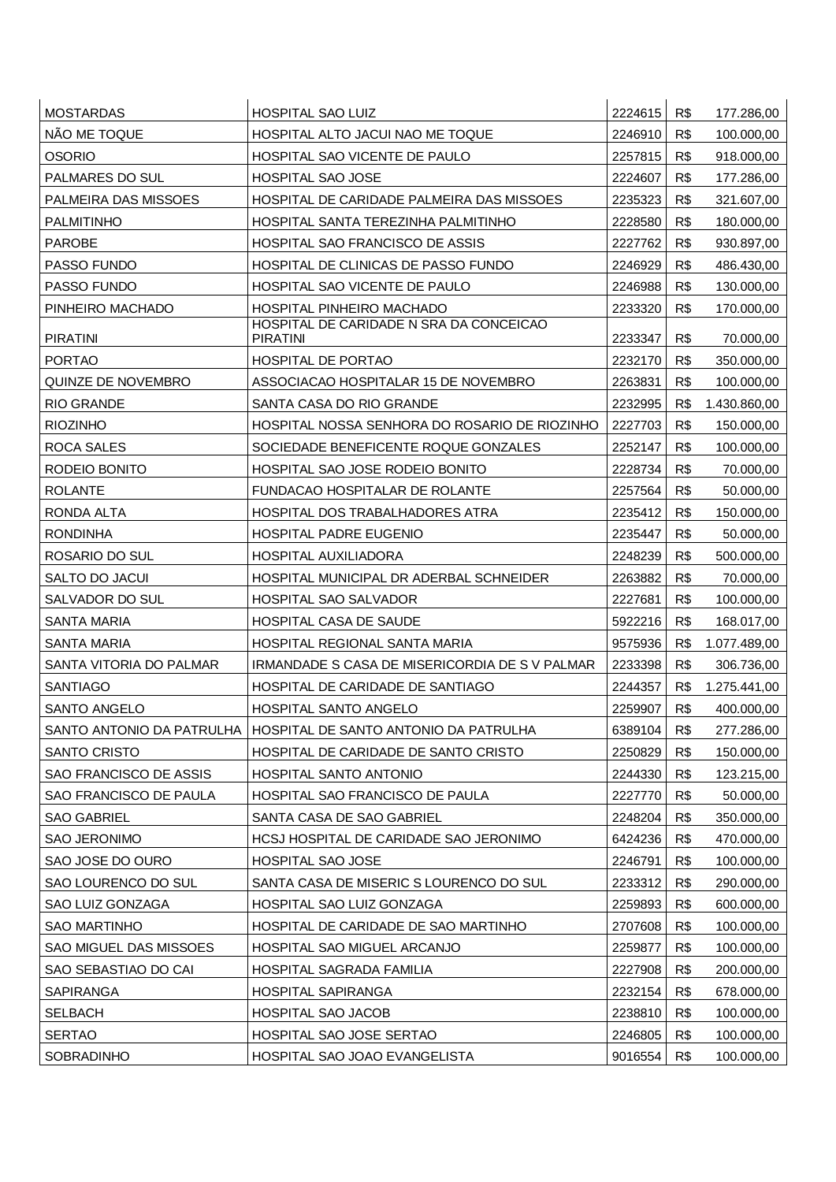| MOSTARDAS | HOSPITAL SAO LUIZ | 2224615 | R$ | 177.286,00 |
|---|---|---|---|---|
| NÃO ME TOQUE | HOSPITAL ALTO JACUI NAO ME TOQUE | 2246910 | R$ | 100.000,00 |
| OSORIO | HOSPITAL SAO VICENTE DE PAULO | 2257815 | R$ | 918.000,00 |
| PALMARES DO SUL | HOSPITAL SAO JOSE | 2224607 | R$ | 177.286,00 |
| PALMEIRA DAS MISSOES | HOSPITAL DE CARIDADE PALMEIRA DAS MISSOES | 2235323 | R$ | 321.607,00 |
| PALMITINHO | HOSPITAL SANTA TEREZINHA PALMITINHO | 2228580 | R$ | 180.000,00 |
| PAROBE | HOSPITAL SAO FRANCISCO DE ASSIS | 2227762 | R$ | 930.897,00 |
| PASSO FUNDO | HOSPITAL DE CLINICAS DE PASSO FUNDO | 2246929 | R$ | 486.430,00 |
| PASSO FUNDO | HOSPITAL SAO VICENTE DE PAULO | 2246988 | R$ | 130.000,00 |
| PINHEIRO MACHADO | HOSPITAL PINHEIRO MACHADO | 2233320 | R$ | 170.000,00 |
| PIRATINI | HOSPITAL DE CARIDADE N SRA DA CONCEICAO PIRATINI | 2233347 | R$ | 70.000,00 |
| PORTAO | HOSPITAL DE PORTAO | 2232170 | R$ | 350.000,00 |
| QUINZE DE NOVEMBRO | ASSOCIACAO HOSPITALAR 15 DE NOVEMBRO | 2263831 | R$ | 100.000,00 |
| RIO GRANDE | SANTA CASA DO RIO GRANDE | 2232995 | R$ | 1.430.860,00 |
| RIOZINHO | HOSPITAL NOSSA SENHORA DO ROSARIO DE RIOZINHO | 2227703 | R$ | 150.000,00 |
| ROCA SALES | SOCIEDADE BENEFICENTE ROQUE GONZALES | 2252147 | R$ | 100.000,00 |
| RODEIO BONITO | HOSPITAL SAO JOSE RODEIO BONITO | 2228734 | R$ | 70.000,00 |
| ROLANTE | FUNDACAO HOSPITALAR DE ROLANTE | 2257564 | R$ | 50.000,00 |
| RONDA ALTA | HOSPITAL DOS TRABALHADORES ATRA | 2235412 | R$ | 150.000,00 |
| RONDINHA | HOSPITAL PADRE EUGENIO | 2235447 | R$ | 50.000,00 |
| ROSARIO DO SUL | HOSPITAL AUXILIADORA | 2248239 | R$ | 500.000,00 |
| SALTO DO JACUI | HOSPITAL MUNICIPAL DR ADERBAL SCHNEIDER | 2263882 | R$ | 70.000,00 |
| SALVADOR DO SUL | HOSPITAL SAO SALVADOR | 2227681 | R$ | 100.000,00 |
| SANTA MARIA | HOSPITAL CASA DE SAUDE | 5922216 | R$ | 168.017,00 |
| SANTA MARIA | HOSPITAL REGIONAL SANTA MARIA | 9575936 | R$ | 1.077.489,00 |
| SANTA VITORIA DO PALMAR | IRMANDADE S CASA DE MISERICORDIA DE S V PALMAR | 2233398 | R$ | 306.736,00 |
| SANTIAGO | HOSPITAL DE CARIDADE DE SANTIAGO | 2244357 | R$ | 1.275.441,00 |
| SANTO ANGELO | HOSPITAL SANTO ANGELO | 2259907 | R$ | 400.000,00 |
| SANTO ANTONIO DA PATRULHA | HOSPITAL DE SANTO ANTONIO DA PATRULHA | 6389104 | R$ | 277.286,00 |
| SANTO CRISTO | HOSPITAL DE CARIDADE DE SANTO CRISTO | 2250829 | R$ | 150.000,00 |
| SAO FRANCISCO DE ASSIS | HOSPITAL SANTO ANTONIO | 2244330 | R$ | 123.215,00 |
| SAO FRANCISCO DE PAULA | HOSPITAL SAO FRANCISCO DE PAULA | 2227770 | R$ | 50.000,00 |
| SAO GABRIEL | SANTA CASA DE SAO GABRIEL | 2248204 | R$ | 350.000,00 |
| SAO JERONIMO | HCSJ HOSPITAL DE CARIDADE SAO JERONIMO | 6424236 | R$ | 470.000,00 |
| SAO JOSE DO OURO | HOSPITAL SAO JOSE | 2246791 | R$ | 100.000,00 |
| SAO LOURENCO DO SUL | SANTA CASA DE MISERIC S LOURENCO DO SUL | 2233312 | R$ | 290.000,00 |
| SAO LUIZ GONZAGA | HOSPITAL SAO LUIZ GONZAGA | 2259893 | R$ | 600.000,00 |
| SAO MARTINHO | HOSPITAL DE CARIDADE DE SAO MARTINHO | 2707608 | R$ | 100.000,00 |
| SAO MIGUEL DAS MISSOES | HOSPITAL SAO MIGUEL ARCANJO | 2259877 | R$ | 100.000,00 |
| SAO SEBASTIAO DO CAI | HOSPITAL SAGRADA FAMILIA | 2227908 | R$ | 200.000,00 |
| SAPIRANGA | HOSPITAL SAPIRANGA | 2232154 | R$ | 678.000,00 |
| SELBACH | HOSPITAL SAO JACOB | 2238810 | R$ | 100.000,00 |
| SERTAO | HOSPITAL SAO JOSE SERTAO | 2246805 | R$ | 100.000,00 |
| SOBRADINHO | HOSPITAL SAO JOAO EVANGELISTA | 9016554 | R$ | 100.000,00 |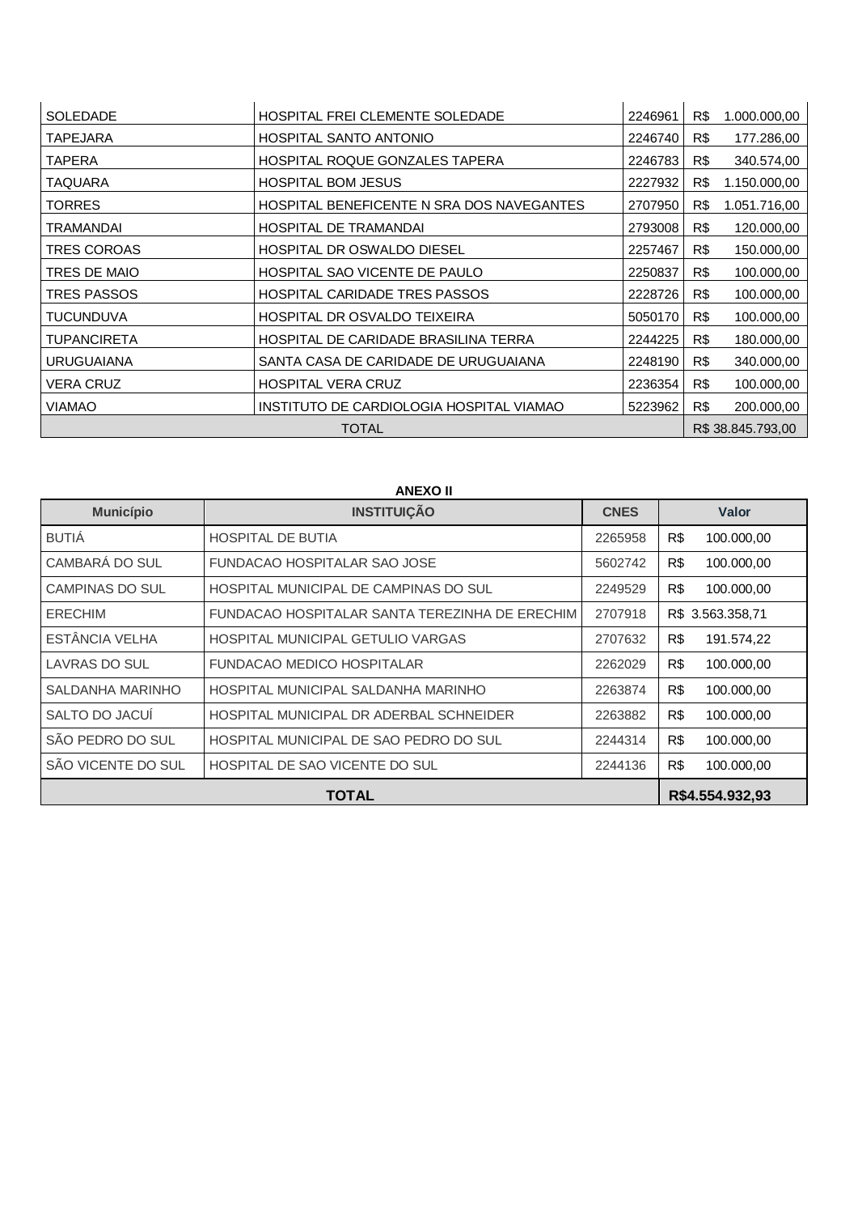| | | | |
|---|---|---|---|
| SOLEDADE | HOSPITAL FREI CLEMENTE SOLEDADE | 2246961 | R$ 1.000.000,00 |
| TAPEJARA | HOSPITAL SANTO ANTONIO | 2246740 | R$ 177.286,00 |
| TAPERA | HOSPITAL ROQUE GONZALES TAPERA | 2246783 | R$ 340.574,00 |
| TAQUARA | HOSPITAL BOM JESUS | 2227932 | R$ 1.150.000,00 |
| TORRES | HOSPITAL BENEFICENTE N SRA DOS NAVEGANTES | 2707950 | R$ 1.051.716,00 |
| TRAMANDAI | HOSPITAL DE TRAMANDAI | 2793008 | R$ 120.000,00 |
| TRES COROAS | HOSPITAL DR OSWALDO DIESEL | 2257467 | R$ 150.000,00 |
| TRES DE MAIO | HOSPITAL SAO VICENTE DE PAULO | 2250837 | R$ 100.000,00 |
| TRES PASSOS | HOSPITAL CARIDADE TRES PASSOS | 2228726 | R$ 100.000,00 |
| TUCUNDUVA | HOSPITAL DR OSVALDO TEIXEIRA | 5050170 | R$ 100.000,00 |
| TUPANCIRETA | HOSPITAL DE CARIDADE BRASILINA TERRA | 2244225 | R$ 180.000,00 |
| URUGUAIANA | SANTA CASA DE CARIDADE DE URUGUAIANA | 2248190 | R$ 340.000,00 |
| VERA CRUZ | HOSPITAL VERA CRUZ | 2236354 | R$ 100.000,00 |
| VIAMAO | INSTITUTO DE CARDIOLOGIA HOSPITAL VIAMAO | 5223962 | R$ 200.000,00 |
| TOTAL | | | R$ 38.845.793,00 |

**ANEXO II**

| Município | INSTITUIÇÃO | CNES | Valor |
|---|---|---|---|
| BUTIÁ | HOSPITAL DE BUTIA | 2265958 | R$ 100.000,00 |
| CAMBARÁ DO SUL | FUNDACAO HOSPITALAR SAO JOSE | 5602742 | R$ 100.000,00 |
| CAMPINAS DO SUL | HOSPITAL MUNICIPAL DE CAMPINAS DO SUL | 2249529 | R$ 100.000,00 |
| ERECHIM | FUNDACAO HOSPITALAR SANTA TEREZINHA DE ERECHIM | 2707918 | R$ 3.563.358,71 |
| ESTÂNCIA VELHA | HOSPITAL MUNICIPAL GETULIO VARGAS | 2707632 | R$ 191.574,22 |
| LAVRAS DO SUL | FUNDACAO MEDICO HOSPITALAR | 2262029 | R$ 100.000,00 |
| SALDANHA MARINHO | HOSPITAL MUNICIPAL SALDANHA MARINHO | 2263874 | R$ 100.000,00 |
| SALTO DO JACUÍ | HOSPITAL MUNICIPAL DR ADERBAL SCHNEIDER | 2263882 | R$ 100.000,00 |
| SÃO PEDRO DO SUL | HOSPITAL MUNICIPAL DE SAO PEDRO DO SUL | 2244314 | R$ 100.000,00 |
| SÃO VICENTE DO SUL | HOSPITAL DE SAO VICENTE DO SUL | 2244136 | R$ 100.000,00 |
| **TOTAL** | | | **R$4.554.932,93** |